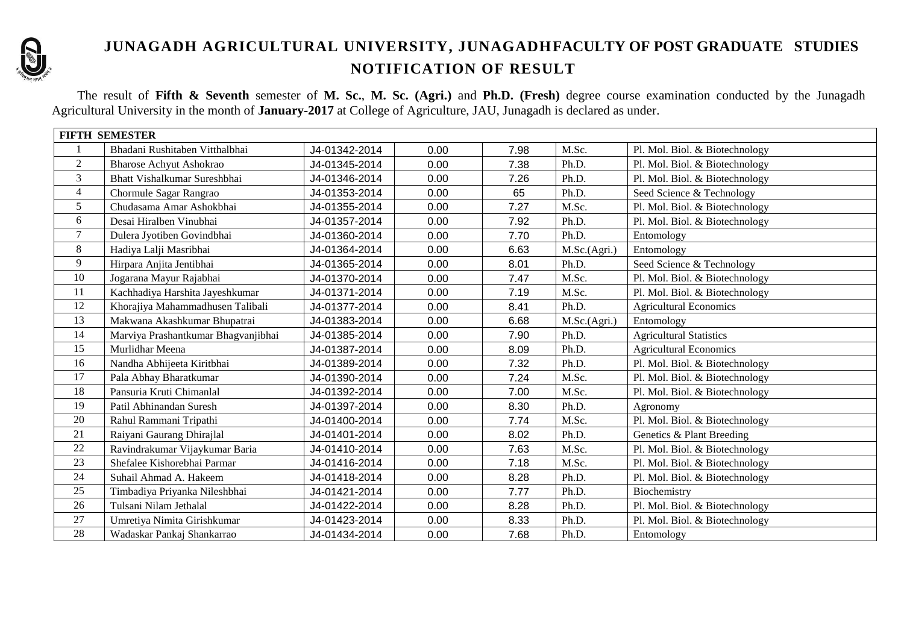# JUNAGADH AGRICULTURAL UNIVERSITY, JUNAGADHFACULTY OF POST GRADUATE STUDIES

## NOTIFICATION OF RESULT

The result of **Fifth & Seventh** semester of **M. Sc.**, **M. Sc. (Agri.)** and **Ph.D. (Fresh)** degree course examination conducted by the Junagadh Agricultural University in the month of **January-2017** at College of Agriculture, JAU, Junagadh is declared as under.

| **FIFTH SEMESTER** | | | | | | |
|---|---|---|---|---|---|---|
| 1 | Bhadani Rushitaben Vitthalbhai | J4-01342-2014 | 0.00 | 7.98 | M.Sc. | Pl. Mol. Biol. & Biotechnology |
| 2 | Bharose Achyut Ashokrao | J4-01345-2014 | 0.00 | 7.38 | Ph.D. | Pl. Mol. Biol. & Biotechnology |
| 3 | Bhatt Vishalkumar Sureshbhai | J4-01346-2014 | 0.00 | 7.26 | Ph.D. | Pl. Mol. Biol. & Biotechnology |
| 4 | Chormule Sagar Rangrao | J4-01353-2014 | 0.00 | 65 | Ph.D. | Seed Science & Technology |
| 5 | Chudasama Amar Ashokbhai | J4-01355-2014 | 0.00 | 7.27 | M.Sc. | Pl. Mol. Biol. & Biotechnology |
| 6 | Desai Hiralben Vinubhai | J4-01357-2014 | 0.00 | 7.92 | Ph.D. | Pl. Mol. Biol. & Biotechnology |
| 7 | Dulera Jyotiben Govindbhai | J4-01360-2014 | 0.00 | 7.70 | Ph.D. | Entomology |
| 8 | Hadiya Lalji Masribhai | J4-01364-2014 | 0.00 | 6.63 | M.Sc.(Agri.) | Entomology |
| 9 | Hirpara Anjita Jentibhai | J4-01365-2014 | 0.00 | 8.01 | Ph.D. | Seed Science & Technology |
| 10 | Jogarana Mayur Rajabhai | J4-01370-2014 | 0.00 | 7.47 | M.Sc. | Pl. Mol. Biol. & Biotechnology |
| 11 | Kachhadiya Harshita Jayeshkumar | J4-01371-2014 | 0.00 | 7.19 | M.Sc. | Pl. Mol. Biol. & Biotechnology |
| 12 | Khorajiya Mahammadhusen Talibali | J4-01377-2014 | 0.00 | 8.41 | Ph.D. | Agricultural Economics |
| 13 | Makwana Akashkumar Bhupatrai | J4-01383-2014 | 0.00 | 6.68 | M.Sc.(Agri.) | Entomology |
| 14 | Marviya Prashantkumar Bhagvanjibhai | J4-01385-2014 | 0.00 | 7.90 | Ph.D. | Agricultural Statistics |
| 15 | Murlidhar Meena | J4-01387-2014 | 0.00 | 8.09 | Ph.D. | Agricultural Economics |
| 16 | Nandha Abhijeeta Kiritbhai | J4-01389-2014 | 0.00 | 7.32 | Ph.D. | Pl. Mol. Biol. & Biotechnology |
| 17 | Pala Abhay Bharatkumar | J4-01390-2014 | 0.00 | 7.24 | M.Sc. | Pl. Mol. Biol. & Biotechnology |
| 18 | Pansuria Kruti Chimanlal | J4-01392-2014 | 0.00 | 7.00 | M.Sc. | Pl. Mol. Biol. & Biotechnology |
| 19 | Patil Abhinandan Suresh | J4-01397-2014 | 0.00 | 8.30 | Ph.D. | Agronomy |
| 20 | Rahul Rammani Tripathi | J4-01400-2014 | 0.00 | 7.74 | M.Sc. | Pl. Mol. Biol. & Biotechnology |
| 21 | Raiyani Gaurang Dhirajlal | J4-01401-2014 | 0.00 | 8.02 | Ph.D. | Genetics & Plant Breeding |
| 22 | Ravindrakumar Vijaykumar Baria | J4-01410-2014 | 0.00 | 7.63 | M.Sc. | Pl. Mol. Biol. & Biotechnology |
| 23 | Shefalee Kishorebhai Parmar | J4-01416-2014 | 0.00 | 7.18 | M.Sc. | Pl. Mol. Biol. & Biotechnology |
| 24 | Suhail Ahmad A. Hakeem | J4-01418-2014 | 0.00 | 8.28 | Ph.D. | Pl. Mol. Biol. & Biotechnology |
| 25 | Timbadiya Priyanka Nileshbhai | J4-01421-2014 | 0.00 | 7.77 | Ph.D. | Biochemistry |
| 26 | Tulsani Nilam Jethalal | J4-01422-2014 | 0.00 | 8.28 | Ph.D. | Pl. Mol. Biol. & Biotechnology |
| 27 | Umretiya Nimita Girishkumar | J4-01423-2014 | 0.00 | 8.33 | Ph.D. | Pl. Mol. Biol. & Biotechnology |
| 28 | Wadaskar Pankaj Shankarrao | J4-01434-2014 | 0.00 | 7.68 | Ph.D. | Entomology |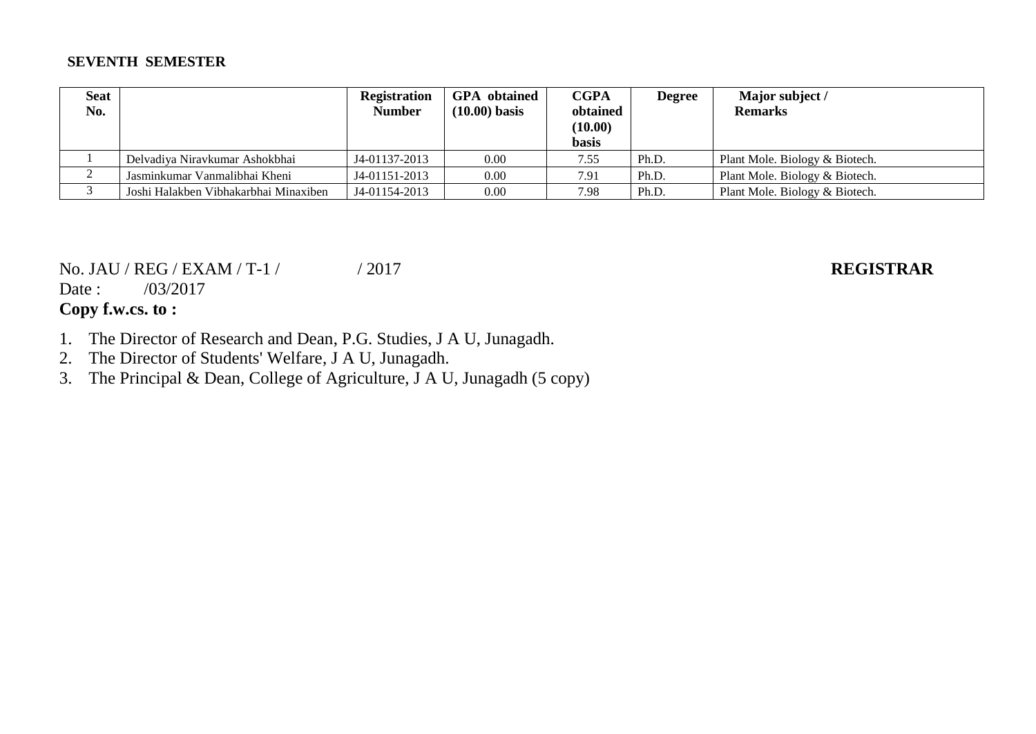**SEVENTH SEMESTER**

| Seat No. | | Registration Number | GPA obtained (10.00) basis | CGPA obtained (10.00) basis | Degree | Major subject / Remarks |
|---|---|---|---|---|---|---|
| 1 | Delvadiya Niravkumar Ashokbhai | J4-01137-2013 | 0.00 | 7.55 | Ph.D. | Plant Mole. Biology & Biotech. |
| 2 | Jasminkumar Vanmalibhai Kheni | J4-01151-2013 | 0.00 | 7.91 | Ph.D. | Plant Mole. Biology & Biotech. |
| 3 | Joshi Halakben Vibhakarbhai Minaxiben | J4-01154-2013 | 0.00 | 7.98 | Ph.D. | Plant Mole. Biology & Biotech. |

No. JAU / REG / EXAM / T-1 / / 2017

**REGISTRAR**

Date : /03/2017

**Copy f.w.cs. to :**

1. The Director of Research and Dean, P.G. Studies, J A U, Junagadh.
2. The Director of Students' Welfare, J A U, Junagadh.
3. The Principal & Dean, College of Agriculture, J A U, Junagadh (5 copy)